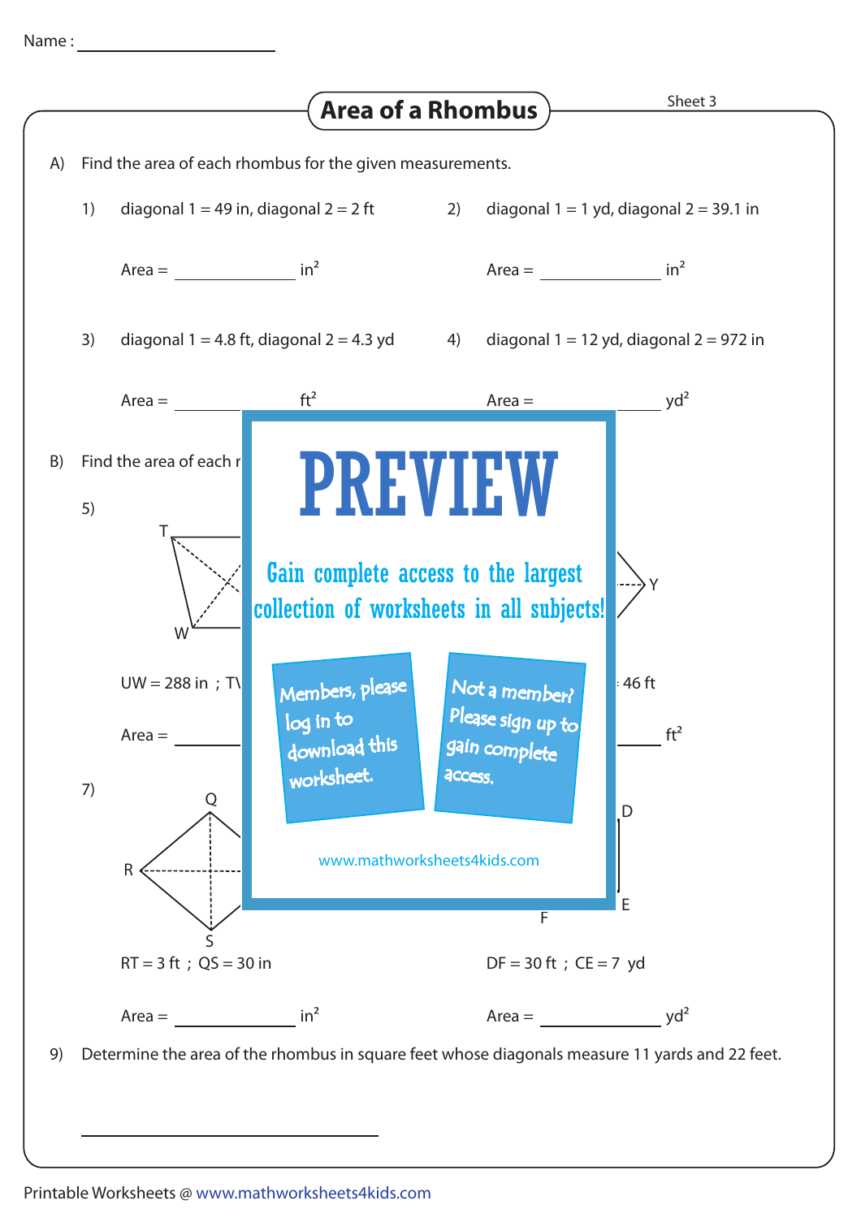Name : ____________________

# Area of a Rhombus

Sheet 3

A) Find the area of each rhombus for the given measurements.

1) diagonal 1 = 49 in, diagonal 2 = 2 ft

Area = ____________ $in^2$

2) diagonal 1 = 1 yd, diagonal 2 = 39.1 in

Area = ____________ $in^2$

3) diagonal 1 = 4.8 ft, diagonal 2 = 4.3 yd

Area = ________ $ft^2$

4) diagonal 1 = 12 yd, diagonal 2 = 972 in

Area = ________ $yd^2$

B) Find the area of each r

5)

T

W

Y

UW = 288 in ; T\

: 46 ft

Area = ________

$ft^2$

7)

Q

R

S

RT = 3 ft ; QS = 30 in

Area = ____________ $in^2$

D

E

F

DF = 30 ft ; CE = 7 yd

Area = ____________ $yd^2$

PREVIEW

Gain complete access to the largest collection of worksheets in all subjects!

Members, please log in to download this worksheet.

Not a member? Please sign up to gain complete access.

www.mathworksheets4kids.com

9) Determine the area of the rhombus in square feet whose diagonals measure 11 yards and 22 feet.

____________________

Printable Worksheets @ www.mathworksheets4kids.com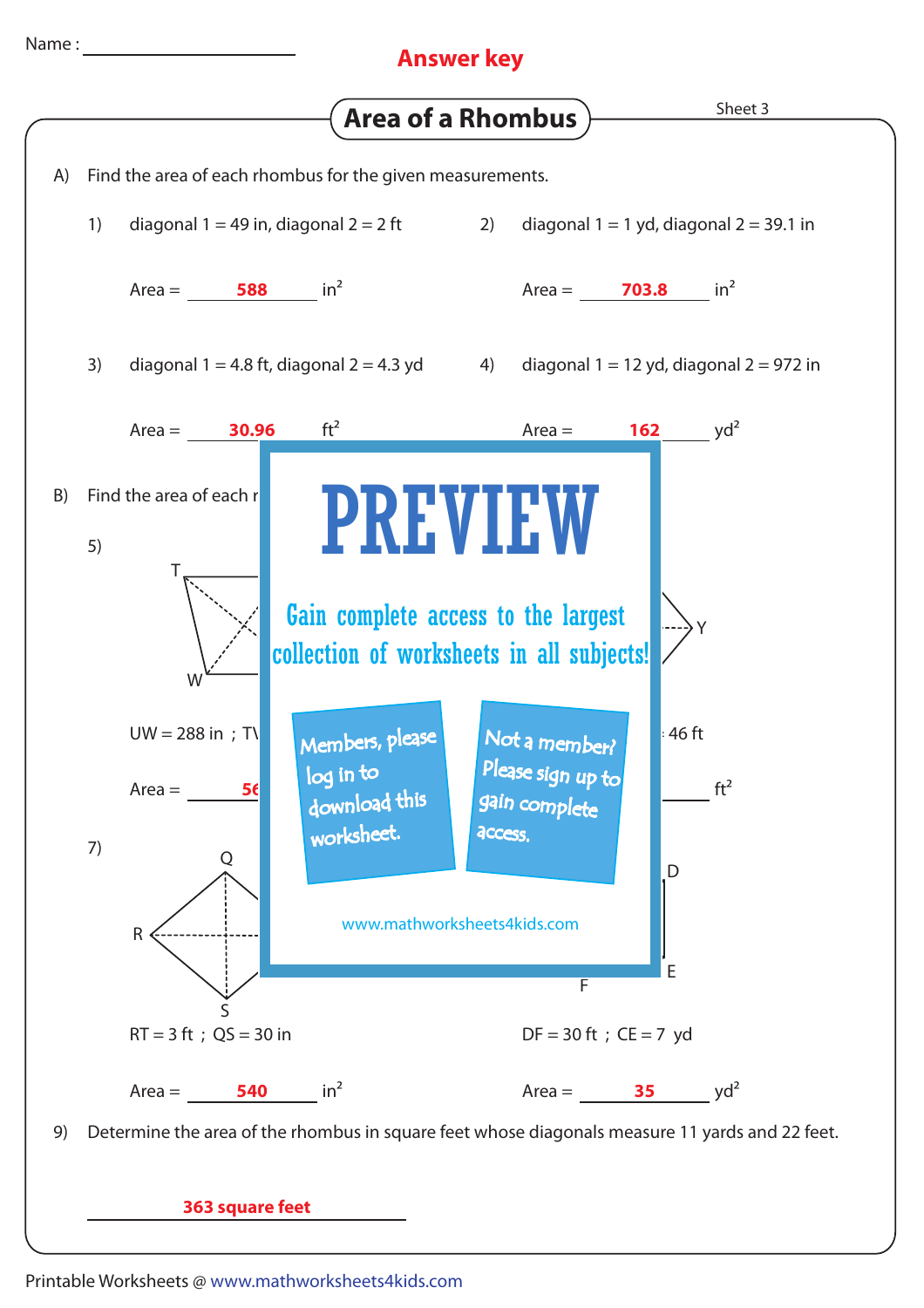Name : ____________________

**Answer key**

# Area of a Rhombus

Sheet 3

A) Find the area of each rhombus for the given measurements.

1) diagonal 1 = 49 in, diagonal 2 = 2 ft

Area = **588** $in^2$

2) diagonal 1 = 1 yd, diagonal 2 = 39.1 in

Area = **703.8** $in^2$

3) diagonal 1 = 4.8 ft, diagonal 2 = 4.3 yd

Area = **30.96** $ft^2$

4) diagonal 1 = 12 yd, diagonal 2 = 972 in

Area = **162** $yd^2$

B) Find the area of each r

5)

T

W

Y

UW = 288 in ; T\

46 ft

Area = **56**

$ft^2$

7)

Q

R

S

D

E

F

RT = 3 ft ; QS = 30 in

Area = **540** $in^2$

DF = 30 ft ; CE = 7 yd

Area = **35** $yd^2$

PREVIEW

Gain complete access to the largest collection of worksheets in all subjects!

Members, please log in to download this worksheet.

Not a member? Please sign up to gain complete access.

www.mathworksheets4kids.com

9) Determine the area of the rhombus in square feet whose diagonals measure 11 yards and 22 feet.

**363 square feet**